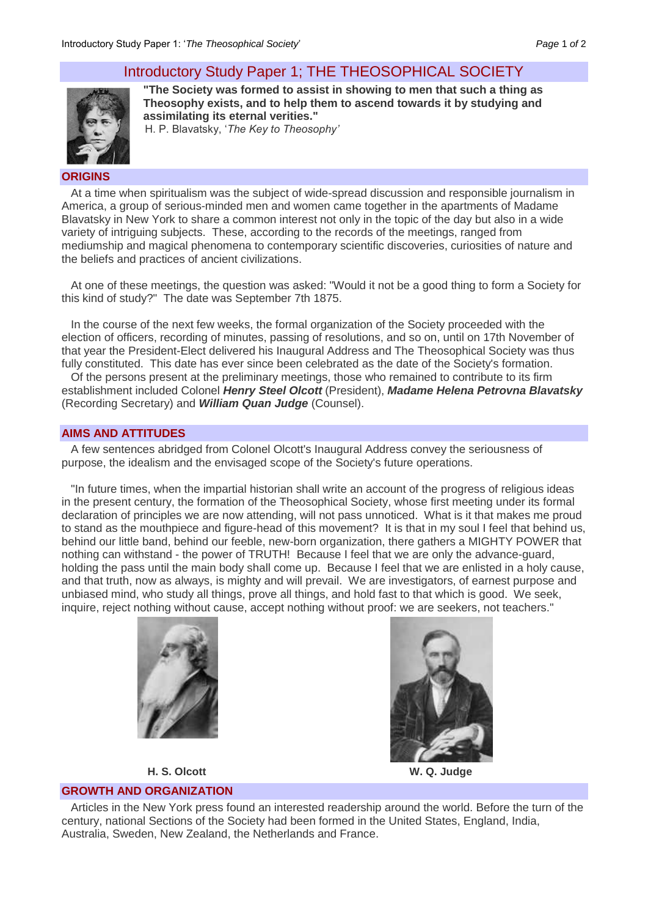# Introductory Study Paper 1; THE THEOSOPHICAL SOCIETY

**"The Society was formed to assist in showing to men that such a thing as Theosophy exists, and to help them to ascend towards it by studying and assimilating its eternal verities."**
H. P. Blavatsky, '*The Key to Theosophy*'

## ORIGINS

At a time when spiritualism was the subject of wide-spread discussion and responsible journalism in America, a group of serious-minded men and women came together in the apartments of Madame Blavatsky in New York to share a common interest not only in the topic of the day but also in a wide variety of intriguing subjects. These, according to the records of the meetings, ranged from mediumship and magical phenomena to contemporary scientific discoveries, curiosities of nature and the beliefs and practices of ancient civilizations.

At one of these meetings, the question was asked: "Would it not be a good thing to form a Society for this kind of study?" The date was September 7th 1875.

In the course of the next few weeks, the formal organization of the Society proceeded with the election of officers, recording of minutes, passing of resolutions, and so on, until on 17th November of that year the President-Elect delivered his Inaugural Address and The Theosophical Society was thus fully constituted. This date has ever since been celebrated as the date of the Society's formation.

Of the persons present at the preliminary meetings, those who remained to contribute to its firm establishment included Colonel ***Henry Steel Olcott*** (President), ***Madame Helena Petrovna Blavatsky*** (Recording Secretary) and ***William Quan Judge*** (Counsel).

## AIMS AND ATTITUDES

A few sentences abridged from Colonel Olcott's Inaugural Address convey the seriousness of purpose, the idealism and the envisaged scope of the Society's future operations.

"In future times, when the impartial historian shall write an account of the progress of religious ideas in the present century, the formation of the Theosophical Society, whose first meeting under its formal declaration of principles we are now attending, will not pass unnoticed. What is it that makes me proud to stand as the mouthpiece and figure-head of this movement? It is that in my soul I feel that behind us, behind our little band, behind our feeble, new-born organization, there gathers a MIGHTY POWER that nothing can withstand - the power of TRUTH! Because I feel that we are only the advance-guard, holding the pass until the main body shall come up. Because I feel that we are enlisted in a holy cause, and that truth, now as always, is mighty and will prevail. We are investigators, of earnest purpose and unbiased mind, who study all things, prove all things, and hold fast to that which is good. We seek, inquire, reject nothing without cause, accept nothing without proof: we are seekers, not teachers."

**H. S. Olcott**

**W. Q. Judge**

## GROWTH AND ORGANIZATION

Articles in the New York press found an interested readership around the world. Before the turn of the century, national Sections of the Society had been formed in the United States, England, India, Australia, Sweden, New Zealand, the Netherlands and France.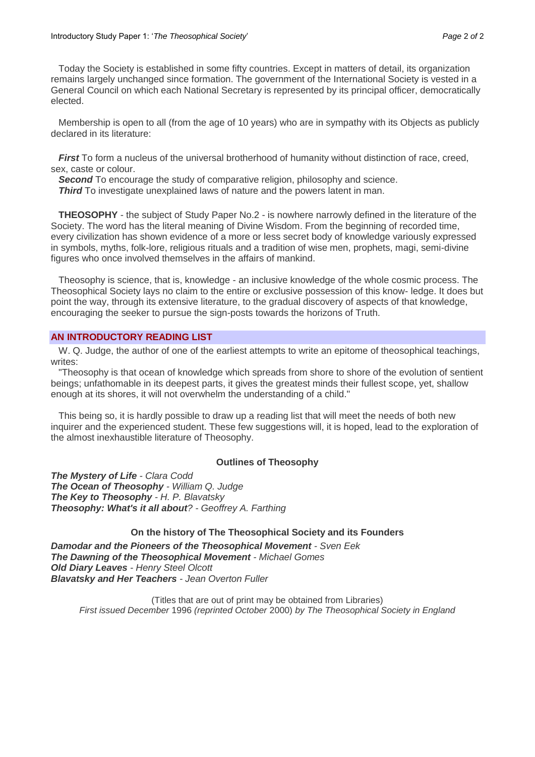Today the Society is established in some fifty countries. Except in matters of detail, its organization remains largely unchanged since formation. The government of the International Society is vested in a General Council on which each National Secretary is represented by its principal officer, democratically elected.

Membership is open to all (from the age of 10 years) who are in sympathy with its Objects as publicly declared in its literature:

***First*** To form a nucleus of the universal brotherhood of humanity without distinction of race, creed, sex, caste or colour.
***Second*** To encourage the study of comparative religion, philosophy and science.
***Third*** To investigate unexplained laws of nature and the powers latent in man.

**THEOSOPHY** - the subject of Study Paper No.2 - is nowhere narrowly defined in the literature of the Society. The word has the literal meaning of Divine Wisdom. From the beginning of recorded time, every civilization has shown evidence of a more or less secret body of knowledge variously expressed in symbols, myths, folk-lore, religious rituals and a tradition of wise men, prophets, magi, semi-divine figures who once involved themselves in the affairs of mankind.

Theosophy is science, that is, knowledge - an inclusive knowledge of the whole cosmic process. The Theosophical Society lays no claim to the entire or exclusive possession of this know- ledge. It does but point the way, through its extensive literature, to the gradual discovery of aspects of that knowledge, encouraging the seeker to pursue the sign-posts towards the horizons of Truth.

## AN INTRODUCTORY READING LIST

W. Q. Judge, the author of one of the earliest attempts to write an epitome of theosophical teachings, writes:
"Theosophy is that ocean of knowledge which spreads from shore to shore of the evolution of sentient beings; unfathomable in its deepest parts, it gives the greatest minds their fullest scope, yet, shallow enough at its shores, it will not overwhelm the understanding of a child."

This being so, it is hardly possible to draw up a reading list that will meet the needs of both new inquirer and the experienced student. These few suggestions will, it is hoped, lead to the exploration of the almost inexhaustible literature of Theosophy.

### Outlines of Theosophy

***The Mystery of Life*** *- Clara Codd*
***The Ocean of Theosophy*** *- William Q. Judge*
***The Key to Theosophy*** *- H. P. Blavatsky*
***Theosophy: What's it all about****? - Geoffrey A. Farthing*

### On the history of The Theosophical Society and its Founders

***Damodar and the Pioneers of the Theosophical Movement*** *- Sven Eek*
***The Dawning of the Theosophical Movement*** *- Michael Gomes*
***Old Diary Leaves*** *- Henry Steel Olcott*
***Blavatsky and Her Teachers*** *- Jean Overton Fuller*

(Titles that are out of print may be obtained from Libraries)
*First issued December* 1996 *(reprinted October* 2000) *by The Theosophical Society in England*